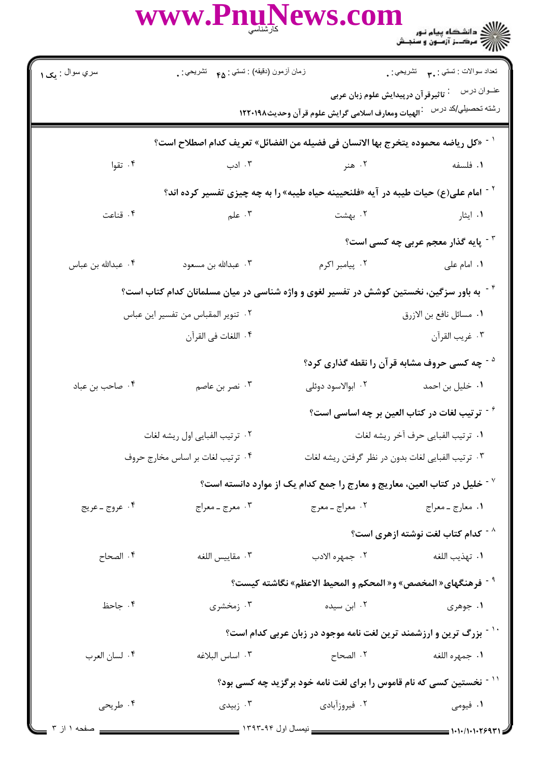سري سوال : یک ۱

زمان آزمون (دقیقه) : تستی : ۴۵ تشریحی : ۰

تعداد سوالات : تستی : ۳۰ تشریحی : ۰

عنوان درس : تاثیرقرآن درپیدایش علوم زبان عربی

رشته تحصیلی/کد درس : الهیات ومعارف اسلامی گرایش علوم قرآن وحدیث۱۲۲۰۱۹۸

۱- «کل ریاضه محموده یتخرج بها الانسان فی فضیله من الفضائل» تعریف کدام اصطلاح است؟

۱. فلسفه
۲. هنر
۳. ادب
۴. تقوا

۲- امام علی(ع) حیات طیبه در آیه «فلنحیینه حیاه طیبه» را به چه چیزی تفسیر کرده اند؟

۱. ایثار
۲. بهشت
۳. علم
۴. قناعت

۳- پایه گذار معجم عربی چه کسی است؟

۱. امام علی
۲. پیامبر اکرم
۳. عبدالله بن مسعود
۴. عبدالله بن عباس

۴- به باور سزگین، نخستین کوشش در تفسیر لغوی و واژه شناسی در میان مسلمانان کدام کتاب است؟

۱. مسائل نافع بن الازرق
۲. تنویر المقباس من تفسیر ابن عباس
۳. غریب القرآن
۴. اللغات فی القرآن

۵- چه کسی حروف مشابه قرآن را نقطه گذاری کرد؟

۱. خلیل بن احمد
۲. ابوالاسود دوئلی
۳. نصر بن عاصم
۴. صاحب بن عباد

۶- ترتیب لغات در کتاب العین بر چه اساسی است؟

۱. ترتیب الفبایی حرف آخر ریشه لغات
۲. ترتیب الفبایی اول ریشه لغات
۳. ترتیب الفبایی لغات بدون در نظر گرفتن ریشه لغات
۴. ترتیب لغات بر اساس مخارج حروف

۷- خلیل در کتاب العین، معاریج و معارج را جمع کدام یک از موارد دانسته است؟

۱. معارج ـ معراج
۲. معراج ـ معرج
۳. معرج ـ معراج
۴. عروج ـ عریج

۸- کدام کتاب لغت نوشته ازهری است؟

۱. تهذیب اللغه
۲. جمهره الادب
۳. مقاییس اللغه
۴. الصحاح

۹- فرهنگهای« المخصص» و« المحکم و المحیط الاعظم» نگاشته کیست؟

۱. جوهری
۲. ابن سیده
۳. زمخشری
۴. جاحظ

۱۰- بزرگ ترین و ارزشمند ترین لغت نامه موجود در زبان عربی کدام است؟

۱. جمهره اللغه
۲. الصحاح
۳. اساس البلاغه
۴. لسان العرب

۱۱- نخستین کسی که نام قاموس را برای لغت نامه خود برگزید چه کسی بود؟

۱. فیومی
۲. فیروزآبادی
۳. زبیدی
۴. طریحی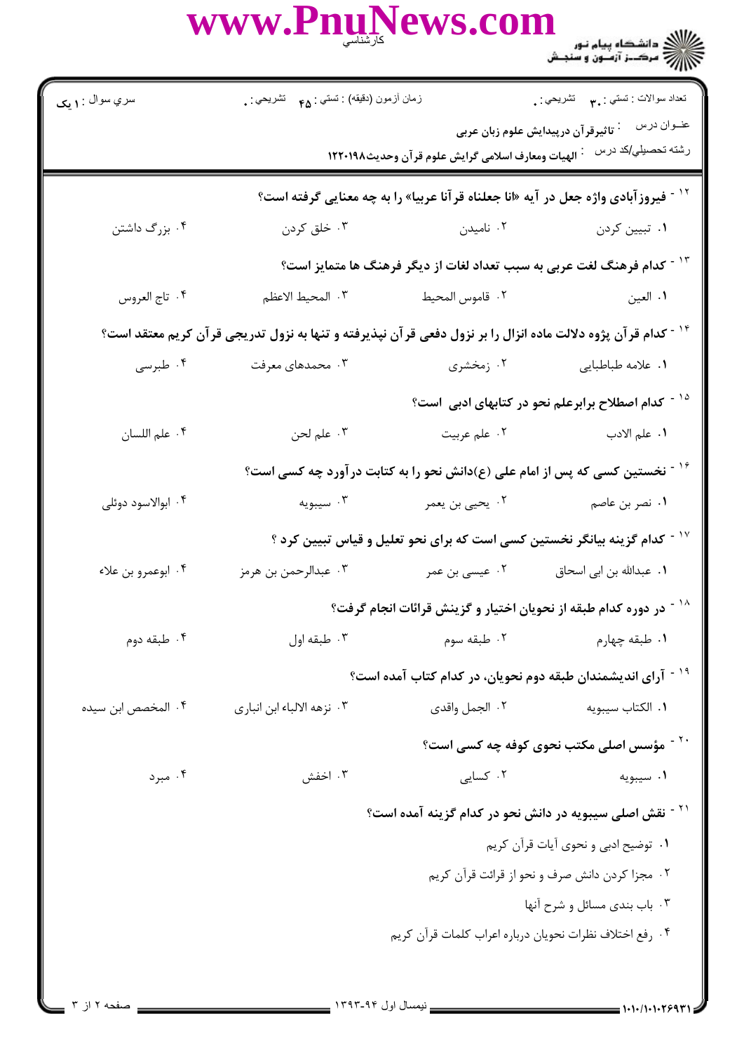سري سوال : ۱ یک | زمان آزمون (دقیقه) : تستی : ۴۵ تشریحی : ۰ | تعداد سوالات : تستی : ۳۰ تشریحی : ۰

عنوان درس : تاثیرقرآن درپیدایش علوم زبان عربی

رشته تحصیلی/کد درس : الهیات ومعارف اسلامی گرایش علوم قرآن وحدیث۱۲۲۰۱۹۸

۱۲ - فیروزآبادی واژه جعل در آیه «انا جعلناه قرآنا عربیا» را به چه معنایی گرفته است؟

۱. تبیین کردن ۲. نامیدن ۳. خلق کردن ۴. بزرگ داشتن

۱۳ - کدام فرهنگ لغت عربی به سبب تعداد لغات از دیگر فرهنگ ها متمایز است؟

۱. العین ۲. قاموس المحیط ۳. المحیط الاعظم ۴. تاج العروس

۱۴ - کدام قرآن پژوه دلالت ماده انزال را بر نزول دفعی قرآن نپذیرفته و تنها به نزول تدریجی قرآن کریم معتقد است؟

۱. علامه طباطبایی ۲. زمخشری ۳. محمدهای معرفت ۴. طبرسی

۱۵ - کدام اصطلاح برابرعلم نحو در کتابهای ادبی است؟

۱. علم الادب ۲. علم عربیت ۳. علم لحن ۴. علم اللسان

۱۶ - نخستین کسی که پس از امام علی (ع)دانش نحو را به کتابت درآورد چه کسی است؟

۱. نصر بن عاصم ۲. یحیی بن یعمر ۳. سیبویه ۴. ابوالاسود دوئلی

۱۷ - کدام گزینه بیانگر نخستین کسی است که برای نحو تعلیل و قیاس تبیین کرد ؟

۱. عبدالله بن ابی اسحاق ۲. عیسی بن عمر ۳. عبدالرحمن بن هرمز ۴. ابوعمرو بن علاء

۱۸ - در دوره کدام طبقه از نحویان اختیار و گزینش قرائات انجام گرفت؟

۱. طبقه چهارم ۲. طبقه سوم ۳. طبقه اول ۴. طبقه دوم

۱۹ - آرای اندیشمندان طبقه دوم نحویان، در کدام کتاب آمده است؟

۱. الکتاب سیبویه ۲. الجمل واقدی ۳. نزهه الالباء ابن انباری ۴. المخصص ابن سیده

۲۰ - مؤسس اصلی مکتب نحوی کوفه چه کسی است؟

۱. سیبویه ۲. کسایی ۳. اخفش ۴. مبرد

۲۱ - نقش اصلی سیبویه در دانش نحو در کدام گزینه آمده است؟

۱. توضیح ادبی و نحوی آیات قرآن کریم

۲. مجزا کردن دانش صرف و نحو از قرائت قرآن کریم

۳. باب بندی مسائل و شرح آنها

۴. رفع اختلاف نظرات نحویان درباره اعراب کلمات قرآن کریم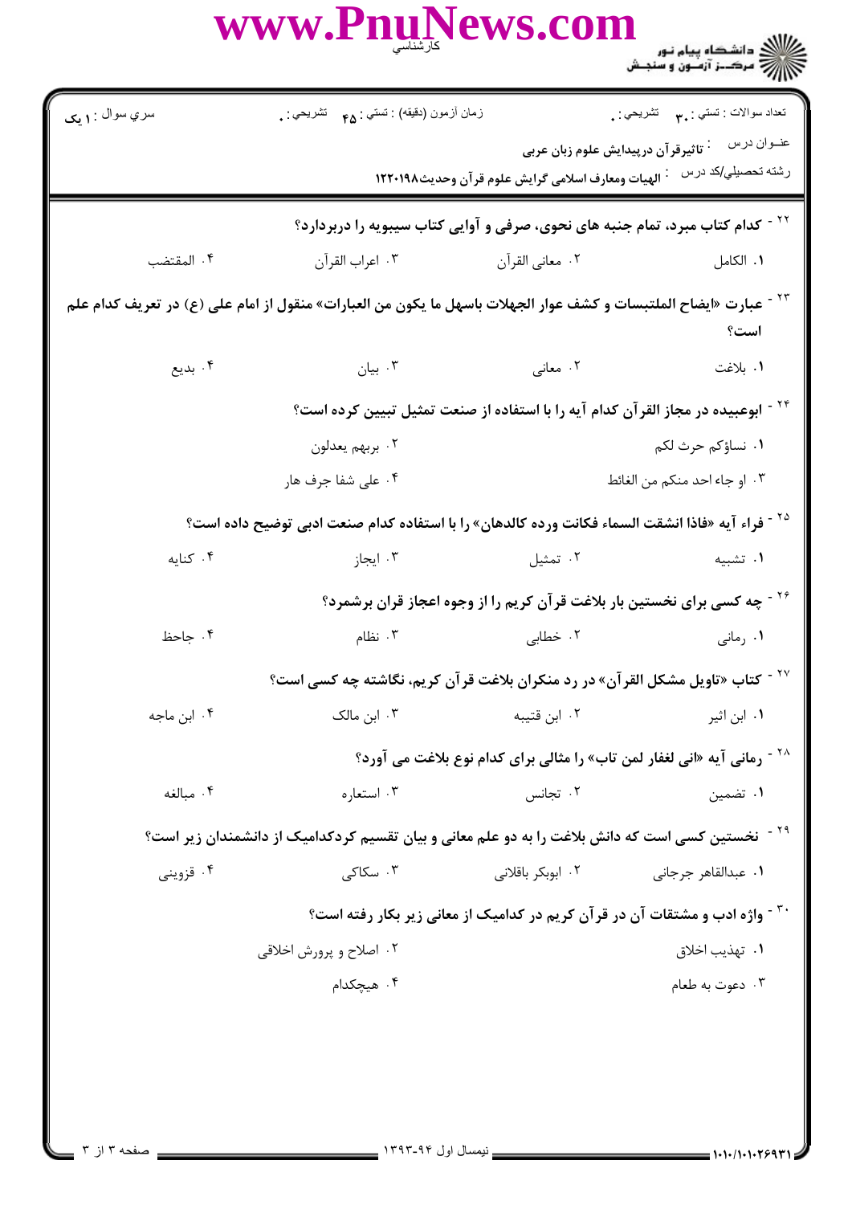سري سوال : ۱ یک

زمان آزمون (دقیقه) : تستی : ۴۵ تشریحی : ۰

تعداد سوالات : تستی : ۳۰ تشریحی : ۰

عنوان درس : تاثیرقرآن درپیدایش علوم زبان عربی

رشته تحصیلی/کد درس : الهیات ومعارف اسلامی گرایش علوم قرآن وحدیث۱۲۲۰۱۹۸

۲۲- کدام کتاب مبرد، تمام جنبه های نحوی، صرفی و آوایی کتاب سیبویه را دربردارد؟

۱. الکامل
۲. معانی القرآن
۳. اعراب القرآن
۴. المقتضب

۲۳- عبارت «ایضاح الملتبسات و کشف عوار الجهلات باسهل ما یکون من العبارات» منقول از امام علی (ع) در تعریف کدام علم است؟

۱. بلاغت
۲. معانی
۳. بیان
۴. بدیع

۲۴- ابوعبیده در مجاز القرآن کدام آیه را با استفاده از صنعت تمثیل تبیین کرده است؟

۱. نساؤکم حرث لکم
۲. بربهم یعدلون
۳. او جاء احد منکم من الغائط
۴. علی شفا جرف هار

۲۵- فراء آیه «فاذا انشقت السماء فکانت ورده کالدهان» را با استفاده کدام صنعت ادبی توضیح داده است؟

۱. تشبیه
۲. تمثیل
۳. ایجاز
۴. کنایه

۲۶- چه کسی برای نخستین بار بلاغت قرآن کریم را از وجوه اعجاز قران برشمرد؟

۱. رمانی
۲. خطابی
۳. نظام
۴. جاحظ

۲۷- کتاب «تاویل مشکل القرآن» در رد منکران بلاغت قرآن کریم، نگاشته چه کسی است؟

۱. ابن اثیر
۲. ابن قتیبه
۳. ابن مالک
۴. ابن ماجه

۲۸- رمانی آیه «انی لغفار لمن تاب» را مثالی برای کدام نوع بلاغت می آورد؟

۱. تضمین
۲. تجانس
۳. استعاره
۴. مبالغه

۲۹- نخستین کسی است که دانش بلاغت را به دو علم معانی و بیان تقسیم کردکدامیک از دانشمندان زیر است؟

۱. عبدالقاهر جرجانی
۲. ابوبکر باقلانی
۳. سکاکی
۴. قزوینی

۳۰- واژه ادب و مشتقات آن در قرآن کریم در کدامیک از معانی زیر بکار رفته است؟

۱. تهذیب اخلاق
۲. اصلاح و پرورش اخلاقی
۳. دعوت به طعام
۴. هیچکدام